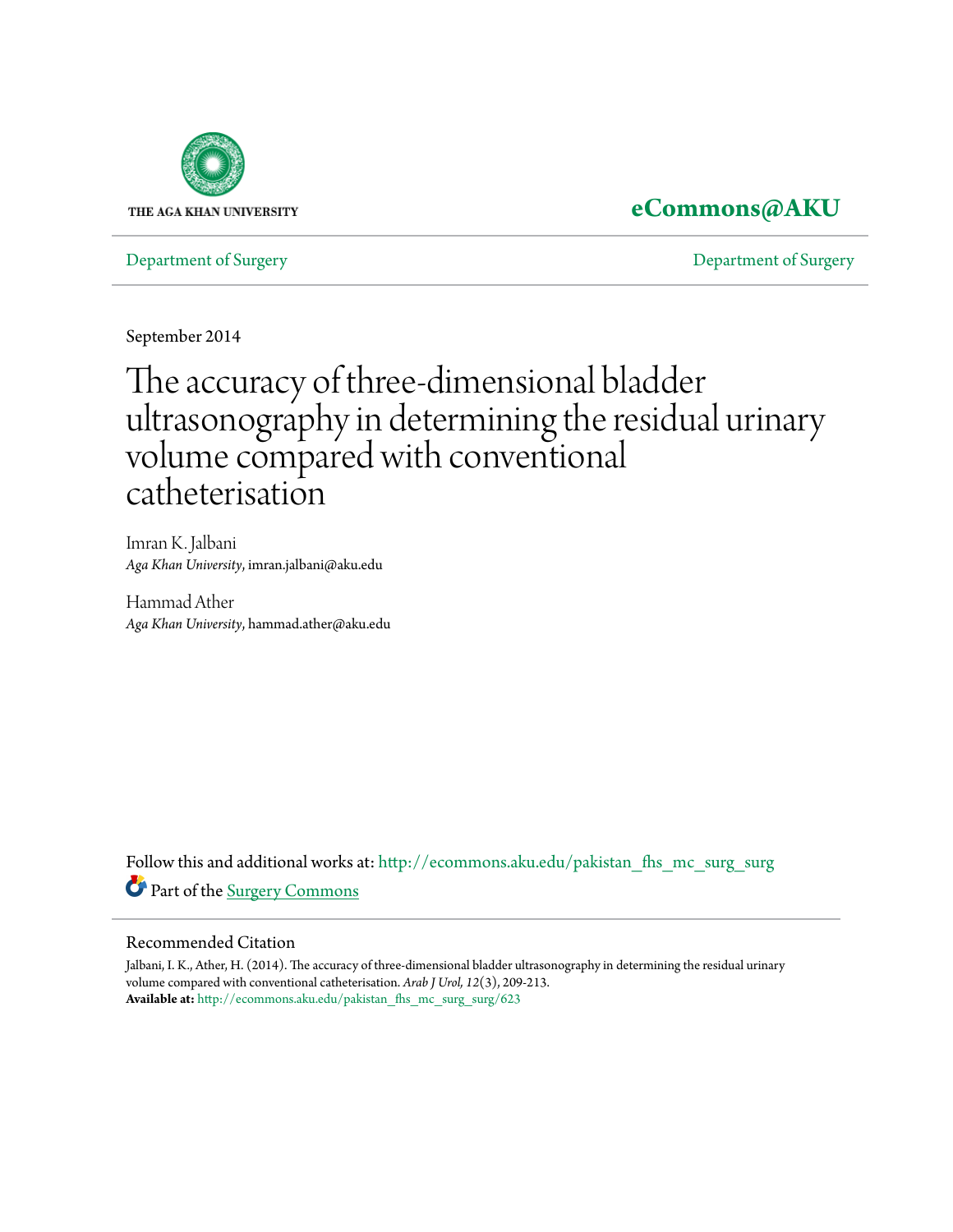THE AGA KHAN UNIVERSITY

**eCommons@AKU**

Department of Surgery | Department of Surgery

September 2014

# The accuracy of three-dimensional bladder ultrasonography in determining the residual urinary volume compared with conventional catheterisation

Imran K. Jalbani
*Aga Khan University*, imran.jalbani@aku.edu

Hammad Ather
*Aga Khan University*, hammad.ather@aku.edu

Follow this and additional works at: http://ecommons.aku.edu/pakistan_fhs_mc_surg_surg

Part of the Surgery Commons

## Recommended Citation

Jalbani, I. K., Ather, H. (2014). The accuracy of three-dimensional bladder ultrasonography in determining the residual urinary volume compared with conventional catheterisation. *Arab J Urol, 12*(3), 209-213.
**Available at:** http://ecommons.aku.edu/pakistan_fhs_mc_surg_surg/623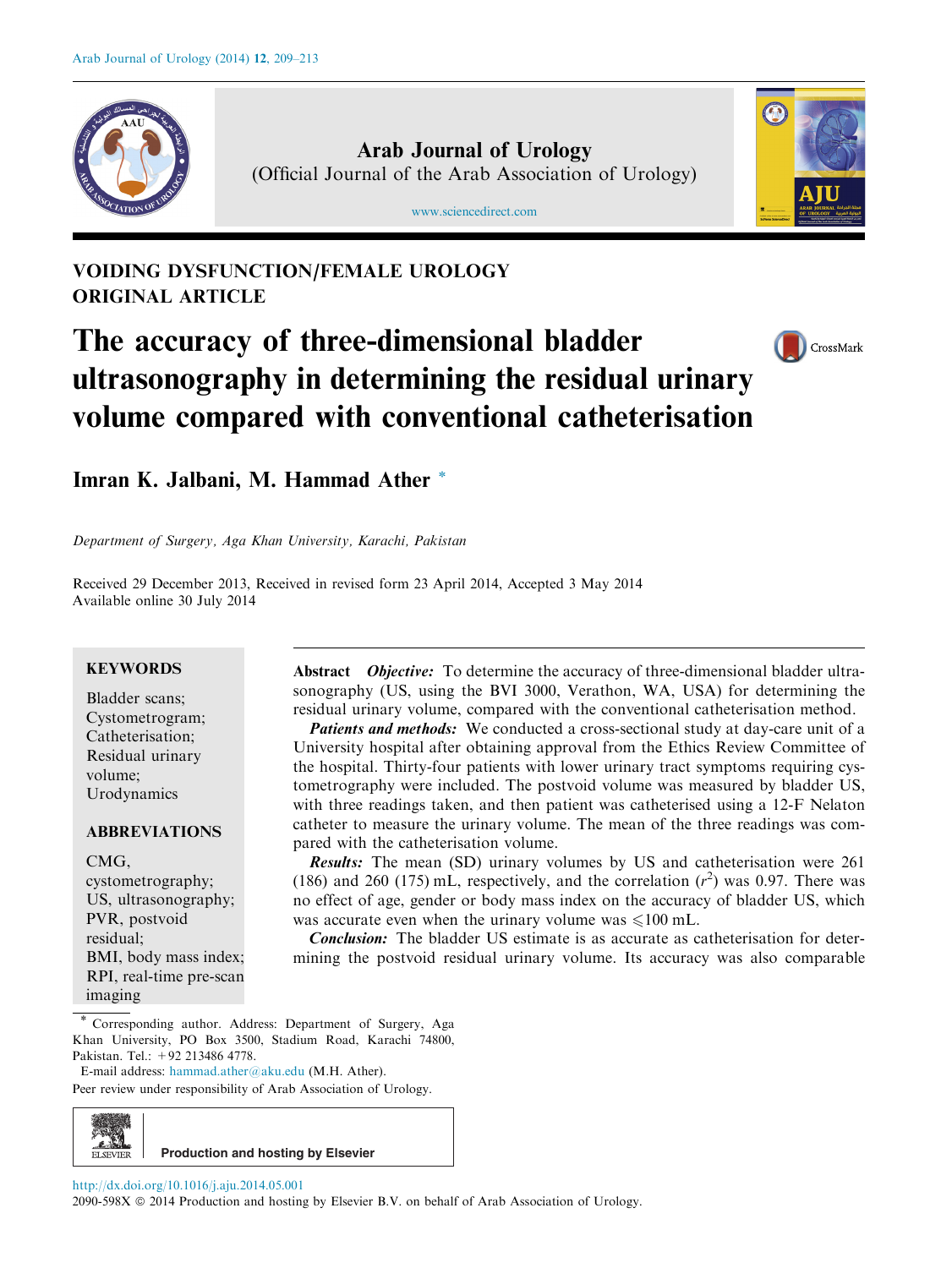VOIDING DYSFUNCTION/FEMALE UROLOGY
ORIGINAL ARTICLE

# The accuracy of three-dimensional bladder ultrasonography in determining the residual urinary volume compared with conventional catheterisation

**Imran K. Jalbani, M. Hammad Ather** *

*Department of Surgery, Aga Khan University, Karachi, Pakistan*

Received 29 December 2013, Received in revised form 23 April 2014, Accepted 3 May 2014
Available online 30 July 2014

**KEYWORDS**

Bladder scans;
Cystometrogram;
Catheterisation;
Residual urinary volume;
Urodynamics

**ABBREVIATIONS**

CMG, cystometrography;
US, ultrasonography;
PVR, postvoid residual;
BMI, body mass index;
RPI, real-time pre-scan imaging

**Abstract** ***Objective:*** To determine the accuracy of three-dimensional bladder ultrasonography (US, using the BVI 3000, Verathon, WA, USA) for determining the residual urinary volume, compared with the conventional catheterisation method.

***Patients and methods:*** We conducted a cross-sectional study at day-care unit of a University hospital after obtaining approval from the Ethics Review Committee of the hospital. Thirty-four patients with lower urinary tract symptoms requiring cystometrography were included. The postvoid volume was measured by bladder US, with three readings taken, and then patient was catheterised using a 12-F Nelaton catheter to measure the urinary volume. The mean of the three readings was compared with the catheterisation volume.

***Results:*** The mean (SD) urinary volumes by US and catheterisation were 261 (186) and 260 (175) mL, respectively, and the correlation ($r^2$) was 0.97. There was no effect of age, gender or body mass index on the accuracy of bladder US, which was accurate even when the urinary volume was $\leqslant$100 mL.

***Conclusion:*** The bladder US estimate is as accurate as catheterisation for determining the postvoid residual urinary volume. Its accuracy was also comparable

\* Corresponding author. Address: Department of Surgery, Aga Khan University, PO Box 3500, Stadium Road, Karachi 74800, Pakistan. Tel.: +92 213486 4778.
E-mail address: hammad.ather@aku.edu (M.H. Ather).

Peer review under responsibility of Arab Association of Urology.

Production and hosting by Elsevier

http://dx.doi.org/10.1016/j.aju.2014.05.001
2090-598X © 2014 Production and hosting by Elsevier B.V. on behalf of Arab Association of Urology.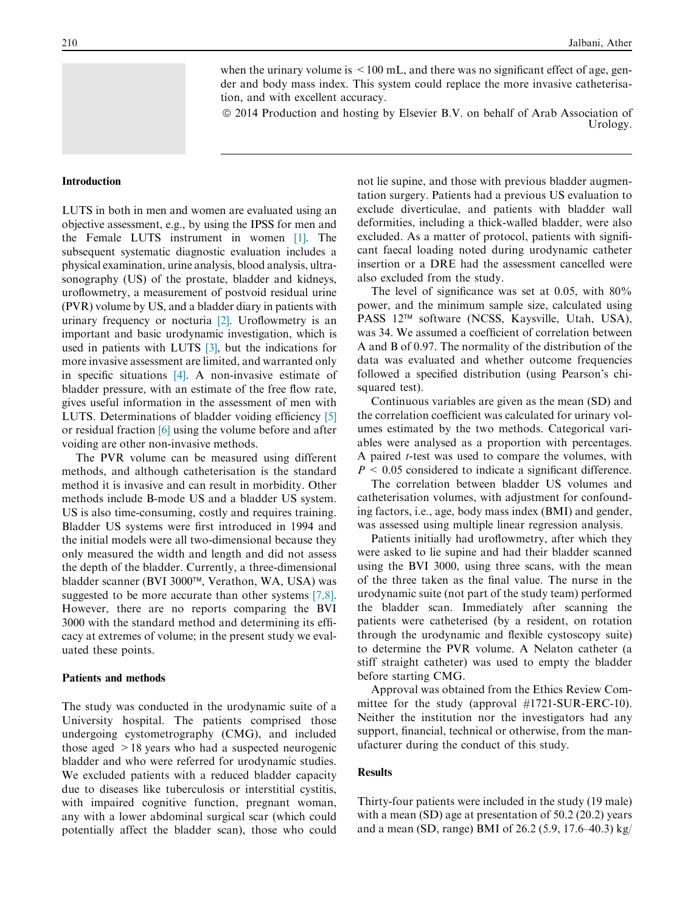when the urinary volume is < 100 mL, and there was no significant effect of age, gender and body mass index. This system could replace the more invasive catheterisation, and with excellent accuracy.

© 2014 Production and hosting by Elsevier B.V. on behalf of Arab Association of Urology.

## Introduction

LUTS in both in men and women are evaluated using an objective assessment, e.g., by using the IPSS for men and the Female LUTS instrument in women [1]. The subsequent systematic diagnostic evaluation includes a physical examination, urine analysis, blood analysis, ultrasonography (US) of the prostate, bladder and kidneys, uroflowmetry, a measurement of postvoid residual urine (PVR) volume by US, and a bladder diary in patients with urinary frequency or nocturia [2]. Uroflowmetry is an important and basic urodynamic investigation, which is used in patients with LUTS [3], but the indications for more invasive assessment are limited, and warranted only in specific situations [4]. A non-invasive estimate of bladder pressure, with an estimate of the free flow rate, gives useful information in the assessment of men with LUTS. Determinations of bladder voiding efficiency [5] or residual fraction [6] using the volume before and after voiding are other non-invasive methods.

The PVR volume can be measured using different methods, and although catheterisation is the standard method it is invasive and can result in morbidity. Other methods include B-mode US and a bladder US system. US is also time-consuming, costly and requires training. Bladder US systems were first introduced in 1994 and the initial models were all two-dimensional because they only measured the width and length and did not assess the depth of the bladder. Currently, a three-dimensional bladder scanner (BVI 3000™, Verathon, WA, USA) was suggested to be more accurate than other systems [7,8]. However, there are no reports comparing the BVI 3000 with the standard method and determining its efficacy at extremes of volume; in the present study we evaluated these points.

## Patients and methods

The study was conducted in the urodynamic suite of a University hospital. The patients comprised those undergoing cystometrography (CMG), and included those aged > 18 years who had a suspected neurogenic bladder and who were referred for urodynamic studies. We excluded patients with a reduced bladder capacity due to diseases like tuberculosis or interstitial cystitis, with impaired cognitive function, pregnant woman, any with a lower abdominal surgical scar (which could potentially affect the bladder scan), those who could not lie supine, and those with previous bladder augmentation surgery. Patients had a previous US evaluation to exclude diverticulae, and patients with bladder wall deformities, including a thick-walled bladder, were also excluded. As a matter of protocol, patients with significant faecal loading noted during urodynamic catheter insertion or a DRE had the assessment cancelled were also excluded from the study.

The level of significance was set at 0.05, with 80% power, and the minimum sample size, calculated using PASS 12™ software (NCSS, Kaysville, Utah, USA), was 34. We assumed a coefficient of correlation between A and B of 0.97. The normality of the distribution of the data was evaluated and whether outcome frequencies followed a specified distribution (using Pearson's chi-squared test).

Continuous variables are given as the mean (SD) and the correlation coefficient was calculated for urinary volumes estimated by the two methods. Categorical variables were analysed as a proportion with percentages. A paired *t*-test was used to compare the volumes, with $P < 0.05$ considered to indicate a significant difference.

The correlation between bladder US volumes and catheterisation volumes, with adjustment for confounding factors, i.e., age, body mass index (BMI) and gender, was assessed using multiple linear regression analysis.

Patients initially had uroflowmetry, after which they were asked to lie supine and had their bladder scanned using the BVI 3000, using three scans, with the mean of the three taken as the final value. The nurse in the urodynamic suite (not part of the study team) performed the bladder scan. Immediately after scanning the patients were catheterised (by a resident, on rotation through the urodynamic and flexible cystoscopy suite) to determine the PVR volume. A Nelaton catheter (a stiff straight catheter) was used to empty the bladder before starting CMG.

Approval was obtained from the Ethics Review Committee for the study (approval #1721-SUR-ERC-10). Neither the institution nor the investigators had any support, financial, technical or otherwise, from the manufacturer during the conduct of this study.

## Results

Thirty-four patients were included in the study (19 male) with a mean (SD) age at presentation of 50.2 (20.2) years and a mean (SD, range) BMI of 26.2 (5.9, 17.6–40.3) kg/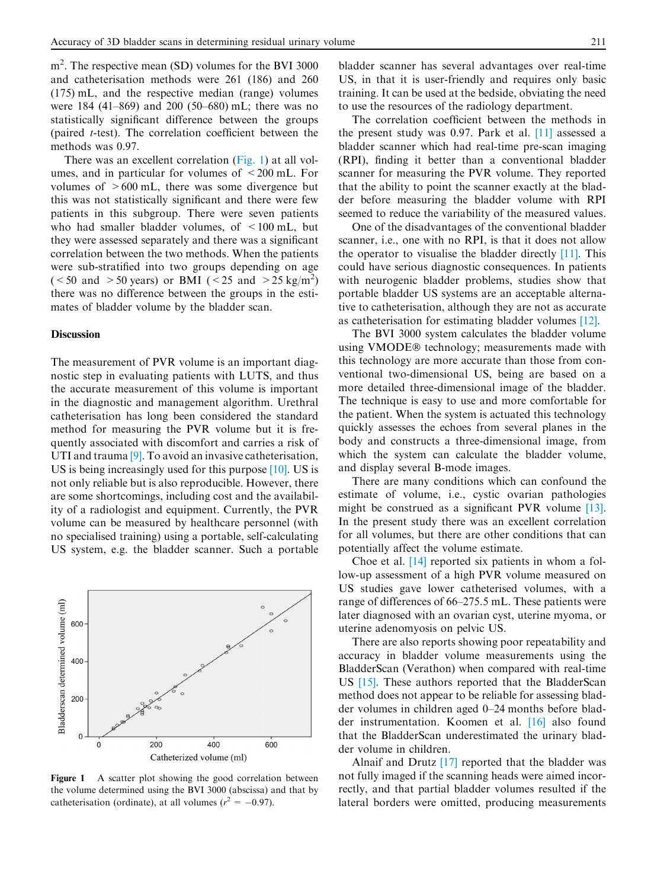m$^2$. The respective mean (SD) volumes for the BVI 3000 and catheterisation methods were 261 (186) and 260 (175) mL, and the respective median (range) volumes were 184 (41–869) and 200 (50–680) mL; there was no statistically significant difference between the groups (paired $t$-test). The correlation coefficient between the methods was 0.97.

There was an excellent correlation (Fig. 1) at all volumes, and in particular for volumes of $<200$ mL. For volumes of $>600$ mL, there was some divergence but this was not statistically significant and there were few patients in this subgroup. There were seven patients who had smaller bladder volumes, of $<100$ mL, but they were assessed separately and there was a significant correlation between the two methods. When the patients were sub-stratified into two groups depending on age ($<50$ and $>50$ years) or BMI ($<25$ and $>25$ kg/m$^2$) there was no difference between the groups in the estimates of bladder volume by the bladder scan.

## Discussion

The measurement of PVR volume is an important diagnostic step in evaluating patients with LUTS, and thus the accurate measurement of this volume is important in the diagnostic and management algorithm. Urethral catheterisation has long been considered the standard method for measuring the PVR volume but it is frequently associated with discomfort and carries a risk of UTI and trauma [9]. To avoid an invasive catheterisation, US is being increasingly used for this purpose [10]. US is not only reliable but is also reproducible. However, there are some shortcomings, including cost and the availability of a radiologist and equipment. Currently, the PVR volume can be measured by healthcare personnel (with no specialised training) using a portable, self-calculating US system, e.g. the bladder scanner. Such a portable bladder scanner has several advantages over real-time US, in that it is user-friendly and requires only basic training. It can be used at the bedside, obviating the need to use the resources of the radiology department.

Figure 1 A scatter plot showing the good correlation between the volume determined using the BVI 3000 (abscissa) and that by catheterisation (ordinate), at all volumes ($r^2 = -0.97$).

The correlation coefficient between the methods in the present study was 0.97. Park et al. [11] assessed a bladder scanner which had real-time pre-scan imaging (RPI), finding it better than a conventional bladder scanner for measuring the PVR volume. They reported that the ability to point the scanner exactly at the bladder before measuring the bladder volume with RPI seemed to reduce the variability of the measured values.

One of the disadvantages of the conventional bladder scanner, i.e., one with no RPI, is that it does not allow the operator to visualise the bladder directly [11]. This could have serious diagnostic consequences. In patients with neurogenic bladder problems, studies show that portable bladder US systems are an acceptable alternative to catheterisation, although they are not as accurate as catheterisation for estimating bladder volumes [12].

The BVI 3000 system calculates the bladder volume using VMODE® technology; measurements made with this technology are more accurate than those from conventional two-dimensional US, being are based on a more detailed three-dimensional image of the bladder. The technique is easy to use and more comfortable for the patient. When the system is actuated this technology quickly assesses the echoes from several planes in the body and constructs a three-dimensional image, from which the system can calculate the bladder volume, and display several B-mode images.

There are many conditions which can confound the estimate of volume, i.e., cystic ovarian pathologies might be construed as a significant PVR volume [13]. In the present study there was an excellent correlation for all volumes, but there are other conditions that can potentially affect the volume estimate.

Choe et al. [14] reported six patients in whom a follow-up assessment of a high PVR volume measured on US studies gave lower catheterised volumes, with a range of differences of 66–275.5 mL. These patients were later diagnosed with an ovarian cyst, uterine myoma, or uterine adenomyosis on pelvic US.

There are also reports showing poor repeatability and accuracy in bladder volume measurements using the BladderScan (Verathon) when compared with real-time US [15]. These authors reported that the BladderScan method does not appear to be reliable for assessing bladder volumes in children aged 0–24 months before bladder instrumentation. Koomen et al. [16] also found that the BladderScan underestimated the urinary bladder volume in children.

Alnaif and Drutz [17] reported that the bladder was not fully imaged if the scanning heads were aimed incorrectly, and that partial bladder volumes resulted if the lateral borders were omitted, producing measurements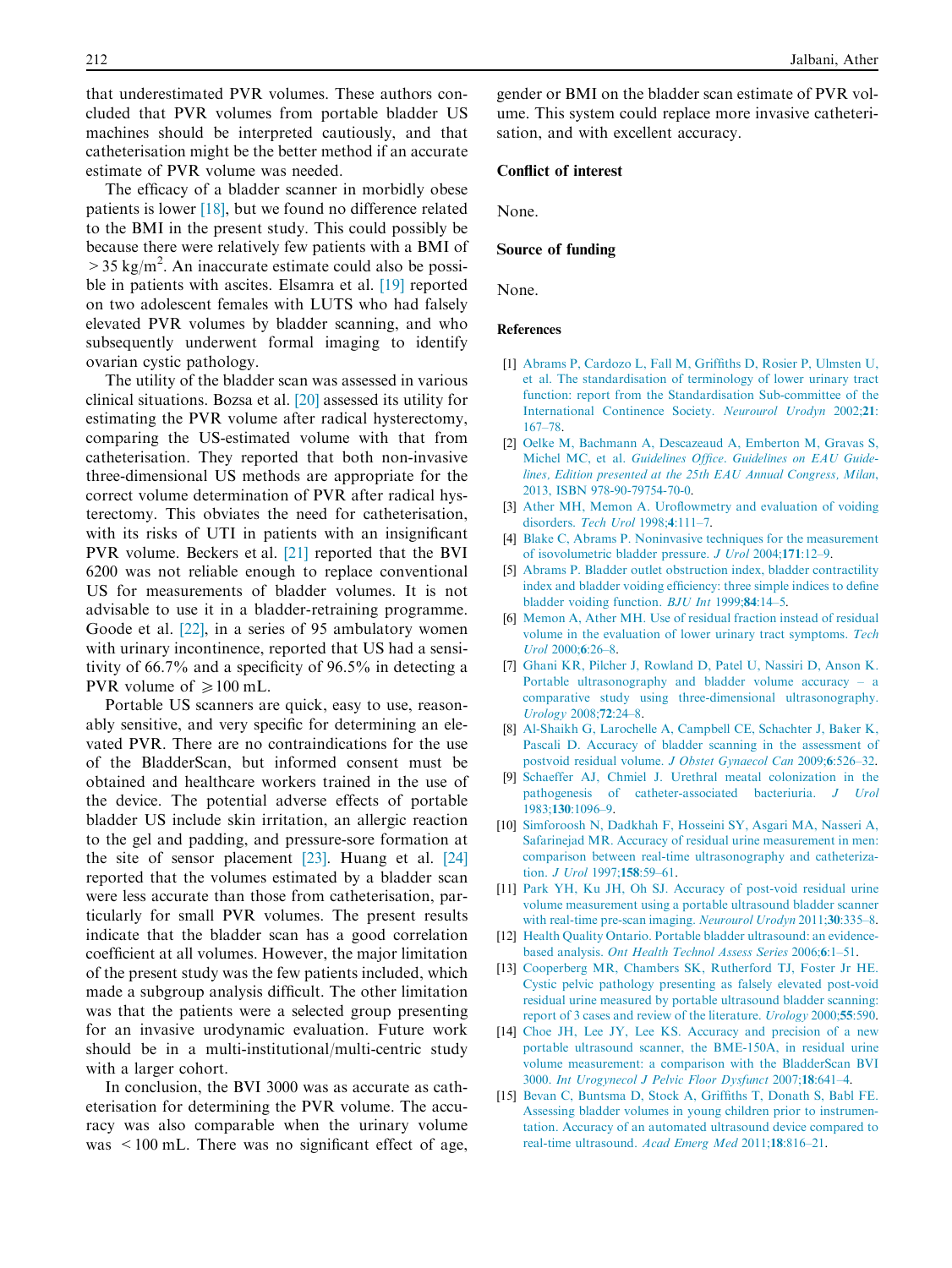that underestimated PVR volumes. These authors concluded that PVR volumes from portable bladder US machines should be interpreted cautiously, and that catheterisation might be the better method if an accurate estimate of PVR volume was needed.

The efficacy of a bladder scanner in morbidly obese patients is lower [18], but we found no difference related to the BMI in the present study. This could possibly be because there were relatively few patients with a BMI of $>35$ kg/m$^2$. An inaccurate estimate could also be possible in patients with ascites. Elsamra et al. [19] reported on two adolescent females with LUTS who had falsely elevated PVR volumes by bladder scanning, and who subsequently underwent formal imaging to identify ovarian cystic pathology.

The utility of the bladder scan was assessed in various clinical situations. Bozsa et al. [20] assessed its utility for estimating the PVR volume after radical hysterectomy, comparing the US-estimated volume with that from catheterisation. They reported that both non-invasive three-dimensional US methods are appropriate for the correct volume determination of PVR after radical hysterectomy. This obviates the need for catheterisation, with its risks of UTI in patients with an insignificant PVR volume. Beckers et al. [21] reported that the BVI 6200 was not reliable enough to replace conventional US for measurements of bladder volumes. It is not advisable to use it in a bladder-retraining programme. Goode et al. [22], in a series of 95 ambulatory women with urinary incontinence, reported that US had a sensitivity of 66.7% and a specificity of 96.5% in detecting a PVR volume of $\geqslant 100$ mL.

Portable US scanners are quick, easy to use, reasonably sensitive, and very specific for determining an elevated PVR. There are no contraindications for the use of the BladderScan, but informed consent must be obtained and healthcare workers trained in the use of the device. The potential adverse effects of portable bladder US include skin irritation, an allergic reaction to the gel and padding, and pressure-sore formation at the site of sensor placement [23]. Huang et al. [24] reported that the volumes estimated by a bladder scan were less accurate than those from catheterisation, particularly for small PVR volumes. The present results indicate that the bladder scan has a good correlation coefficient at all volumes. However, the major limitation of the present study was the few patients included, which made a subgroup analysis difficult. The other limitation was that the patients were a selected group presenting for an invasive urodynamic evaluation. Future work should be in a multi-institutional/multi-centric study with a larger cohort.

In conclusion, the BVI 3000 was as accurate as catheterisation for determining the PVR volume. The accuracy was also comparable when the urinary volume was $<100$ mL. There was no significant effect of age, gender or BMI on the bladder scan estimate of PVR volume. This system could replace more invasive catheterisation, and with excellent accuracy.

## Conflict of interest

None.

## Source of funding

None.

## References

[1] Abrams P, Cardozo L, Fall M, Griffiths D, Rosier P, Ulmsten U, et al. The standardisation of terminology of lower urinary tract function: report from the Standardisation Sub-committee of the International Continence Society. *Neurourol Urodyn* 2002;**21**:167–78.

[2] Oelke M, Bachmann A, Descazeaud A, Emberton M, Gravas S, Michel MC, et al. *Guidelines Office. Guidelines on EAU Guidelines, Edition presented at the 25th EAU Annual Congress, Milan*, 2013, ISBN 978-90-79754-70-0.

[3] Ather MH, Memon A. Uroflowmetry and evaluation of voiding disorders. *Tech Urol* 1998;**4**:111–7.

[4] Blake C, Abrams P. Noninvasive techniques for the measurement of isovolumetric bladder pressure. *J Urol* 2004;**171**:12–9.

[5] Abrams P. Bladder outlet obstruction index, bladder contractility index and bladder voiding efficiency: three simple indices to define bladder voiding function. *BJU Int* 1999;**84**:14–5.

[6] Memon A, Ather MH. Use of residual fraction instead of residual volume in the evaluation of lower urinary tract symptoms. *Tech Urol* 2000;**6**:26–8.

[7] Ghani KR, Pilcher J, Rowland D, Patel U, Nassiri D, Anson K. Portable ultrasonography and bladder volume accuracy – a comparative study using three-dimensional ultrasonography. *Urology* 2008;**72**:24–8.

[8] Al-Shaikh G, Larochelle A, Campbell CE, Schachter J, Baker K, Pascali D. Accuracy of bladder scanning in the assessment of postvoid residual volume. *J Obstet Gynaecol Can* 2009;**6**:526–32.

[9] Schaeffer AJ, Chmiel J. Urethral meatal colonization in the pathogenesis of catheter-associated bacteriuria. *J Urol* 1983;**130**:1096–9.

[10] Simforoosh N, Dadkhah F, Hosseini SY, Asgari MA, Nasseri A, Safarinejad MR. Accuracy of residual urine measurement in men: comparison between real-time ultrasonography and catheterization. *J Urol* 1997;**158**:59–61.

[11] Park YH, Ku JH, Oh SJ. Accuracy of post-void residual urine volume measurement using a portable ultrasound bladder scanner with real-time pre-scan imaging. *Neurourol Urodyn* 2011;**30**:335–8.

[12] Health Quality Ontario. Portable bladder ultrasound: an evidence-based analysis. *Ont Health Technol Assess Series* 2006;**6**:1–51.

[13] Cooperberg MR, Chambers SK, Rutherford TJ, Foster Jr HE. Cystic pelvic pathology presenting as falsely elevated post-void residual urine measured by portable ultrasound bladder scanning: report of 3 cases and review of the literature. *Urology* 2000;**55**:590.

[14] Choe JH, Lee JY, Lee KS. Accuracy and precision of a new portable ultrasound scanner, the BME-150A, in residual urine volume measurement: a comparison with the BladderScan BVI 3000. *Int Urogynecol J Pelvic Floor Dysfunct* 2007;**18**:641–4.

[15] Bevan C, Buntsma D, Stock A, Griffiths T, Donath S, Babl FE. Assessing bladder volumes in young children prior to instrumentation. Accuracy of an automated ultrasound device compared to real-time ultrasound. *Acad Emerg Med* 2011;**18**:816–21.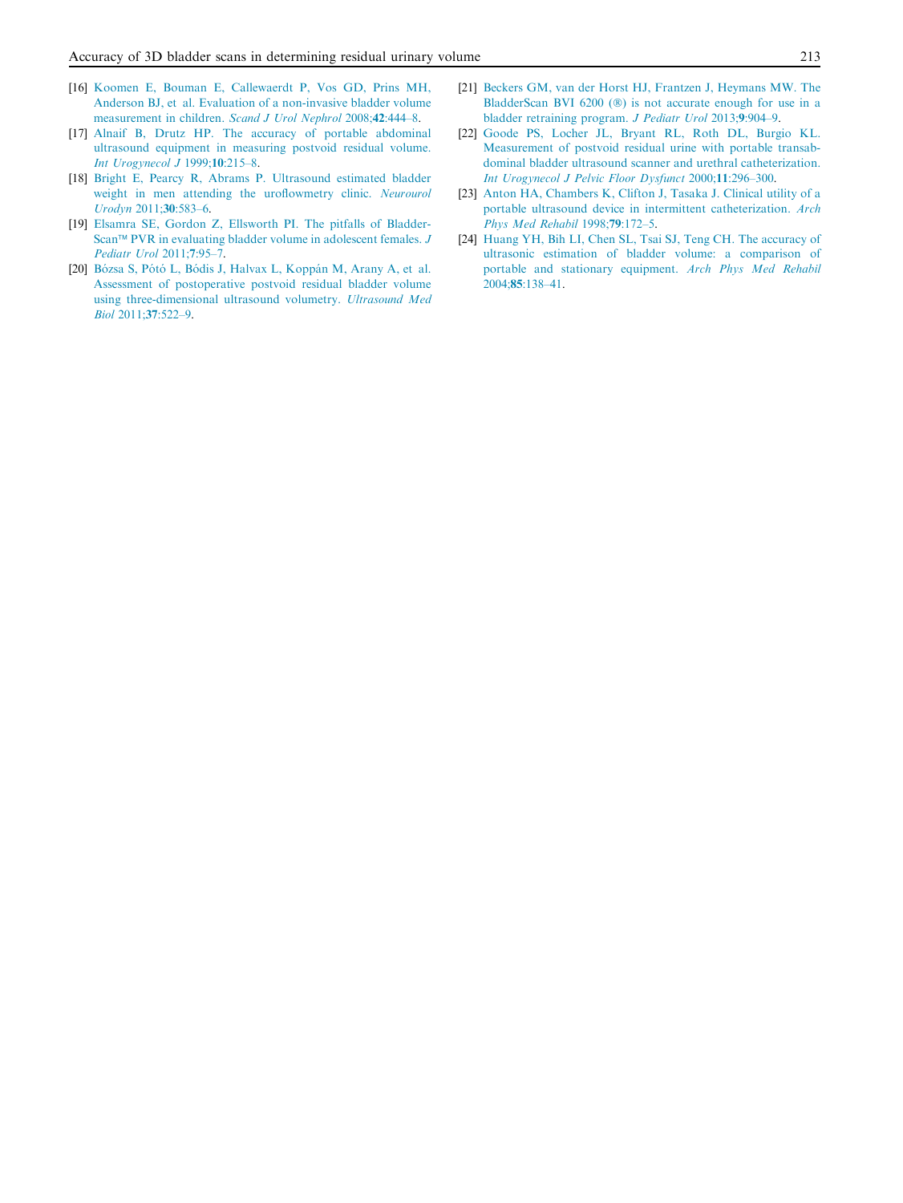[16] Koomen E, Bouman E, Callewaerdt P, Vos GD, Prins MH, Anderson BJ, et al. Evaluation of a non-invasive bladder volume measurement in children. *Scand J Urol Nephrol* 2008;**42**:444–8.

[17] Alnaif B, Drutz HP. The accuracy of portable abdominal ultrasound equipment in measuring postvoid residual volume. *Int Urogynecol J* 1999;**10**:215–8.

[18] Bright E, Pearcy R, Abrams P. Ultrasound estimated bladder weight in men attending the uroflowmetry clinic. *Neurourol Urodyn* 2011;**30**:583–6.

[19] Elsamra SE, Gordon Z, Ellsworth PI. The pitfalls of BladderScan™ PVR in evaluating bladder volume in adolescent females. *J Pediatr Urol* 2011;**7**:95–7.

[20] Bózsa S, Pótó L, Bódis J, Halvax L, Koppán M, Arany A, et al. Assessment of postoperative postvoid residual bladder volume using three-dimensional ultrasound volumetry. *Ultrasound Med Biol* 2011;**37**:522–9.

[21] Beckers GM, van der Horst HJ, Frantzen J, Heymans MW. The BladderScan BVI 6200 (®) is not accurate enough for use in a bladder retraining program. *J Pediatr Urol* 2013;**9**:904–9.

[22] Goode PS, Locher JL, Bryant RL, Roth DL, Burgio KL. Measurement of postvoid residual urine with portable transabdominal bladder ultrasound scanner and urethral catheterization. *Int Urogynecol J Pelvic Floor Dysfunct* 2000;**11**:296–300.

[23] Anton HA, Chambers K, Clifton J, Tasaka J. Clinical utility of a portable ultrasound device in intermittent catheterization. *Arch Phys Med Rehabil* 1998;**79**:172–5.

[24] Huang YH, Bih LI, Chen SL, Tsai SJ, Teng CH. The accuracy of ultrasonic estimation of bladder volume: a comparison of portable and stationary equipment. *Arch Phys Med Rehabil* 2004;**85**:138–41.